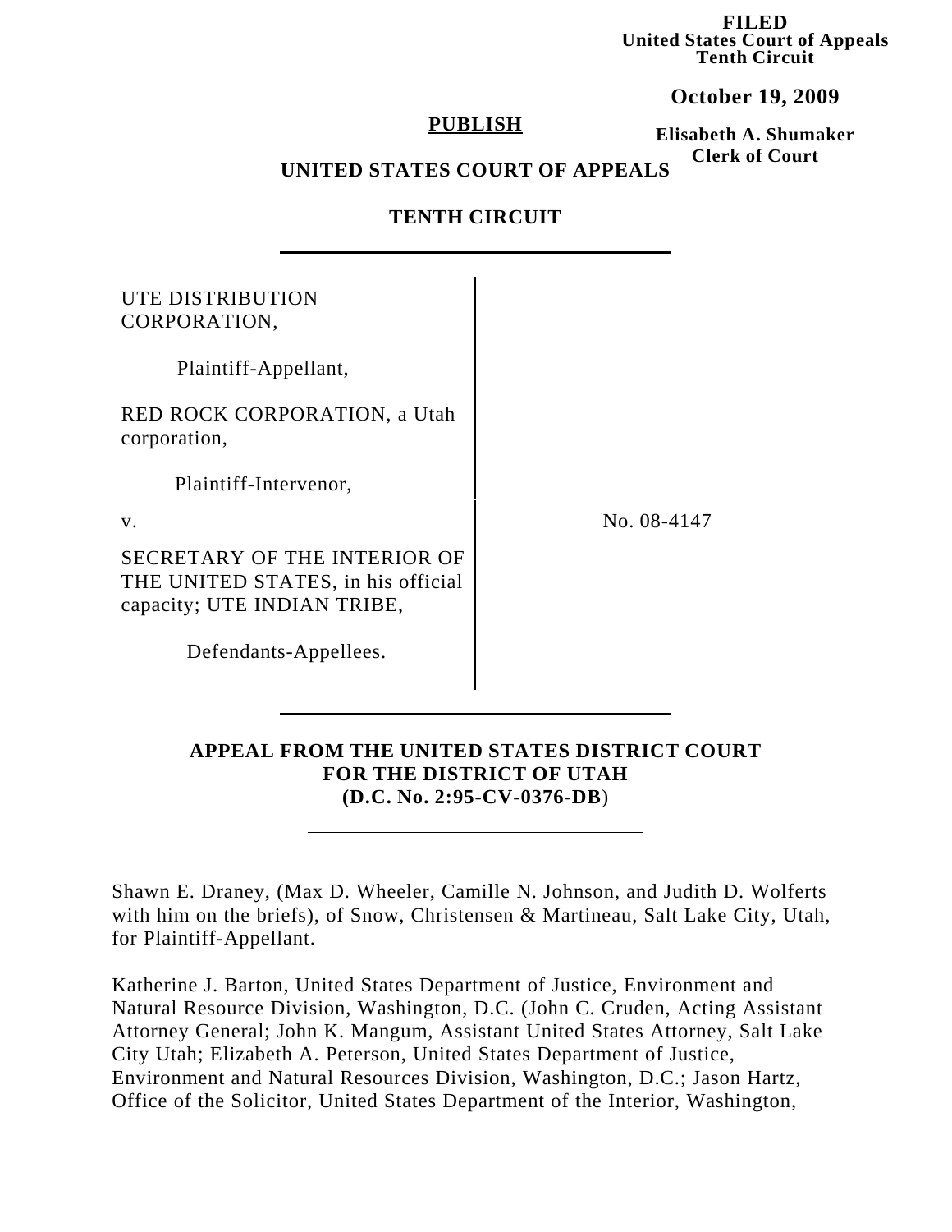**FILED**
**United States Court of Appeals**
**Tenth Circuit**

**October 19, 2009**

**Elisabeth A. Shumaker**
**Clerk of Court**

**PUBLISH**

**UNITED STATES COURT OF APPEALS**

**TENTH CIRCUIT**

---

UTE DISTRIBUTION CORPORATION,

Plaintiff-Appellant,

RED ROCK CORPORATION, a Utah corporation,

Plaintiff-Intervenor,

v.

SECRETARY OF THE INTERIOR OF THE UNITED STATES, in his official capacity; UTE INDIAN TRIBE,

Defendants-Appellees.

No. 08-4147

---

**APPEAL FROM THE UNITED STATES DISTRICT COURT FOR THE DISTRICT OF UTAH (D.C. No. 2:95-CV-0376-DB)**

---

Shawn E. Draney, (Max D. Wheeler, Camille N. Johnson, and Judith D. Wolferts with him on the briefs), of Snow, Christensen & Martineau, Salt Lake City, Utah, for Plaintiff-Appellant.

Katherine J. Barton, United States Department of Justice, Environment and Natural Resource Division, Washington, D.C. (John C. Cruden, Acting Assistant Attorney General; John K. Mangum, Assistant United States Attorney, Salt Lake City Utah; Elizabeth A. Peterson, United States Department of Justice, Environment and Natural Resources Division, Washington, D.C.; Jason Hartz, Office of the Solicitor, United States Department of the Interior, Washington,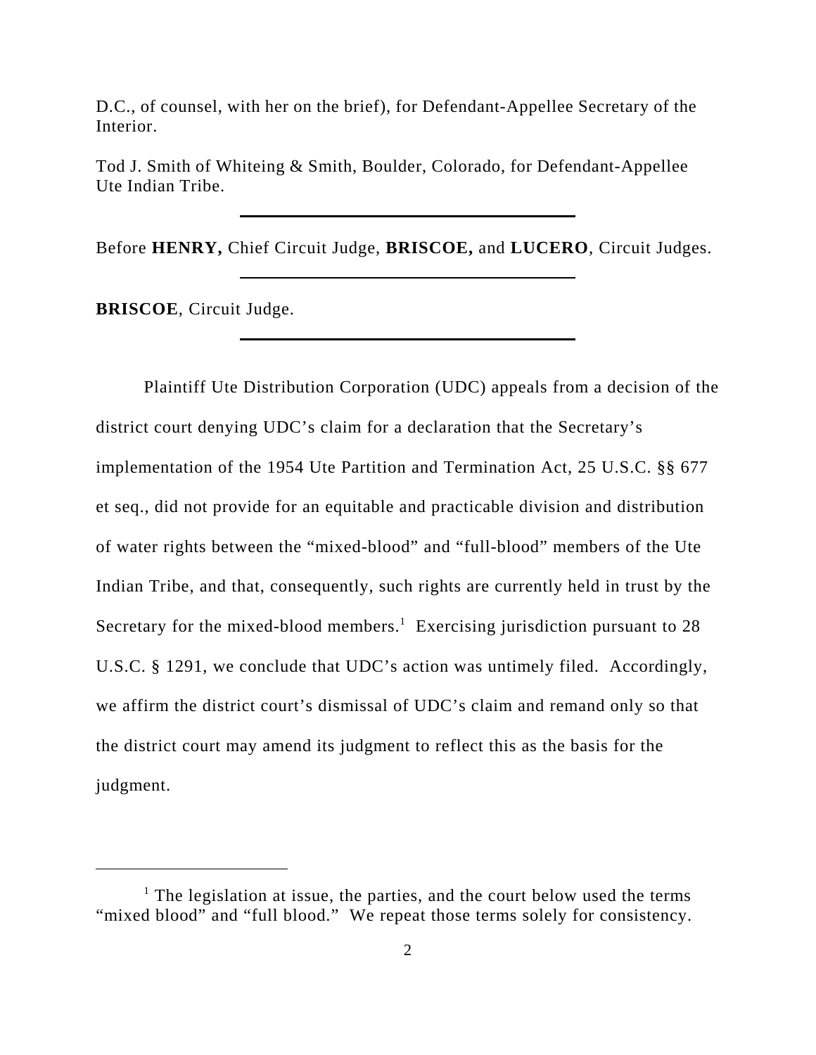D.C., of counsel, with her on the brief), for Defendant-Appellee Secretary of the Interior.

Tod J. Smith of Whiteing & Smith, Boulder, Colorado, for Defendant-Appellee Ute Indian Tribe.

---

Before **HENRY,** Chief Circuit Judge, **BRISCOE,** and **LUCERO**, Circuit Judges.

---

**BRISCOE**, Circuit Judge.

---

Plaintiff Ute Distribution Corporation (UDC) appeals from a decision of the district court denying UDC's claim for a declaration that the Secretary's implementation of the 1954 Ute Partition and Termination Act, 25 U.S.C. §§ 677 et seq., did not provide for an equitable and practicable division and distribution of water rights between the "mixed-blood" and "full-blood" members of the Ute Indian Tribe, and that, consequently, such rights are currently held in trust by the Secretary for the mixed-blood members.[1] Exercising jurisdiction pursuant to 28 U.S.C. § 1291, we conclude that UDC's action was untimely filed. Accordingly, we affirm the district court's dismissal of UDC's claim and remand only so that the district court may amend its judgment to reflect this as the basis for the judgment.

---

[1] The legislation at issue, the parties, and the court below used the terms "mixed blood" and "full blood." We repeat those terms solely for consistency.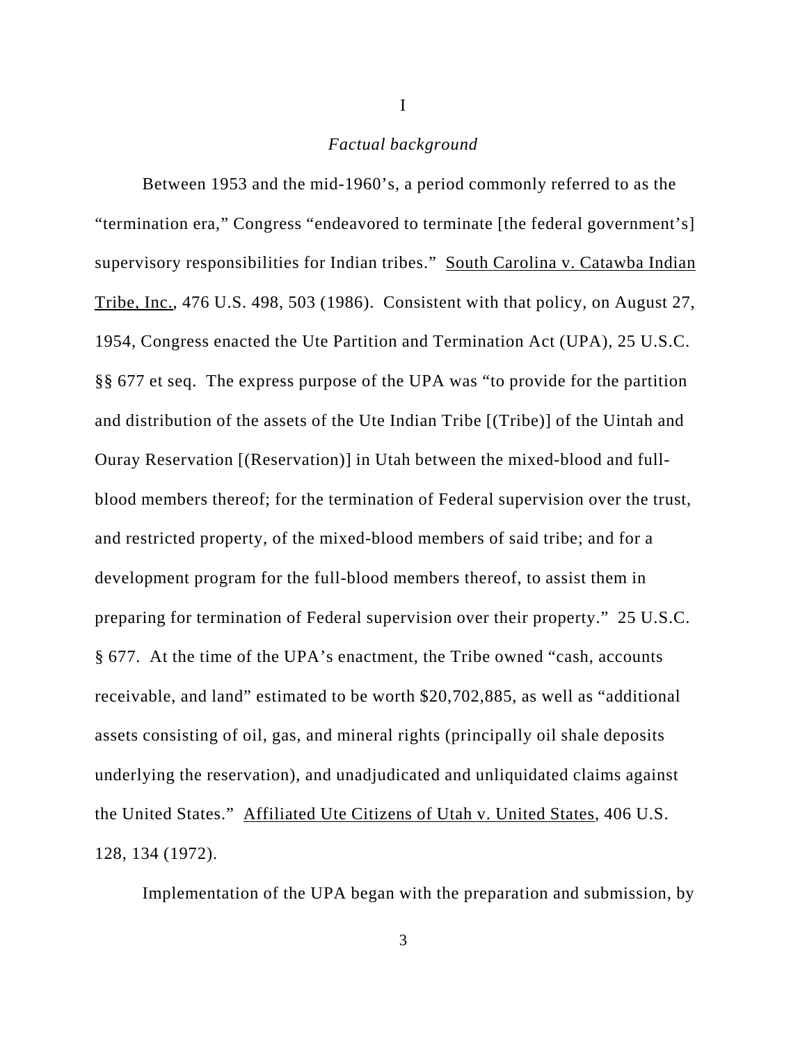I

*Factual background*

Between 1953 and the mid-1960's, a period commonly referred to as the "termination era," Congress "endeavored to terminate [the federal government's] supervisory responsibilities for Indian tribes." South Carolina v. Catawba Indian Tribe, Inc., 476 U.S. 498, 503 (1986). Consistent with that policy, on August 27, 1954, Congress enacted the Ute Partition and Termination Act (UPA), 25 U.S.C. §§ 677 et seq. The express purpose of the UPA was "to provide for the partition and distribution of the assets of the Ute Indian Tribe [(Tribe)] of the Uintah and Ouray Reservation [(Reservation)] in Utah between the mixed-blood and full-blood members thereof; for the termination of Federal supervision over the trust, and restricted property, of the mixed-blood members of said tribe; and for a development program for the full-blood members thereof, to assist them in preparing for termination of Federal supervision over their property." 25 U.S.C. § 677. At the time of the UPA's enactment, the Tribe owned "cash, accounts receivable, and land" estimated to be worth $20,702,885, as well as "additional assets consisting of oil, gas, and mineral rights (principally oil shale deposits underlying the reservation), and unadjudicated and unliquidated claims against the United States." Affiliated Ute Citizens of Utah v. United States, 406 U.S. 128, 134 (1972).

Implementation of the UPA began with the preparation and submission, by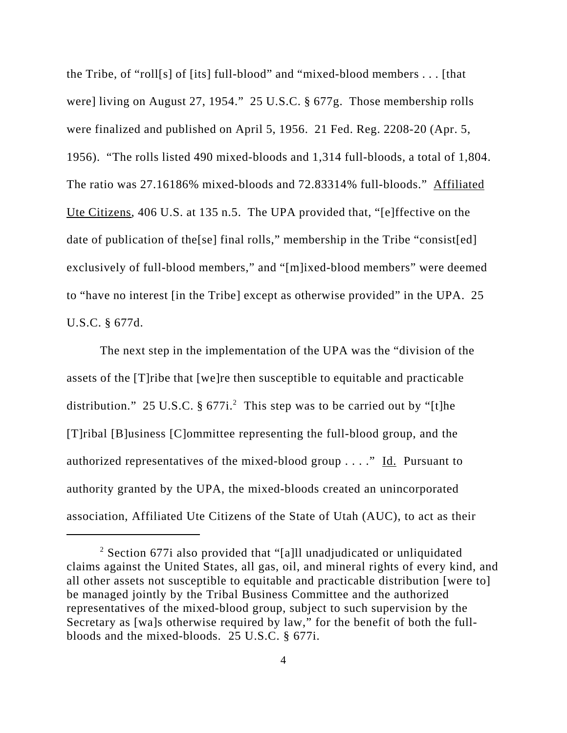the Tribe, of "roll[s] of [its] full-blood" and "mixed-blood members . . . [that were] living on August 27, 1954." 25 U.S.C. § 677g. Those membership rolls were finalized and published on April 5, 1956. 21 Fed. Reg. 2208-20 (Apr. 5, 1956). "The rolls listed 490 mixed-bloods and 1,314 full-bloods, a total of 1,804. The ratio was 27.16186% mixed-bloods and 72.83314% full-bloods." Affiliated Ute Citizens, 406 U.S. at 135 n.5. The UPA provided that, "[e]ffective on the date of publication of the[se] final rolls," membership in the Tribe "consist[ed] exclusively of full-blood members," and "[m]ixed-blood members" were deemed to "have no interest [in the Tribe] except as otherwise provided" in the UPA. 25 U.S.C. § 677d.

The next step in the implementation of the UPA was the "division of the assets of the [T]ribe that [we]re then susceptible to equitable and practicable distribution." 25 U.S.C. § 677i.[2] This step was to be carried out by "[t]he [T]ribal [B]usiness [C]ommittee representing the full-blood group, and the authorized representatives of the mixed-blood group . . . ." Id. Pursuant to authority granted by the UPA, the mixed-bloods created an unincorporated association, Affiliated Ute Citizens of the State of Utah (AUC), to act as their

[2] Section 677i also provided that "[a]ll unadjudicated or unliquidated claims against the United States, all gas, oil, and mineral rights of every kind, and all other assets not susceptible to equitable and practicable distribution [were to] be managed jointly by the Tribal Business Committee and the authorized representatives of the mixed-blood group, subject to such supervision by the Secretary as [wa]s otherwise required by law," for the benefit of both the full-bloods and the mixed-bloods. 25 U.S.C. § 677i.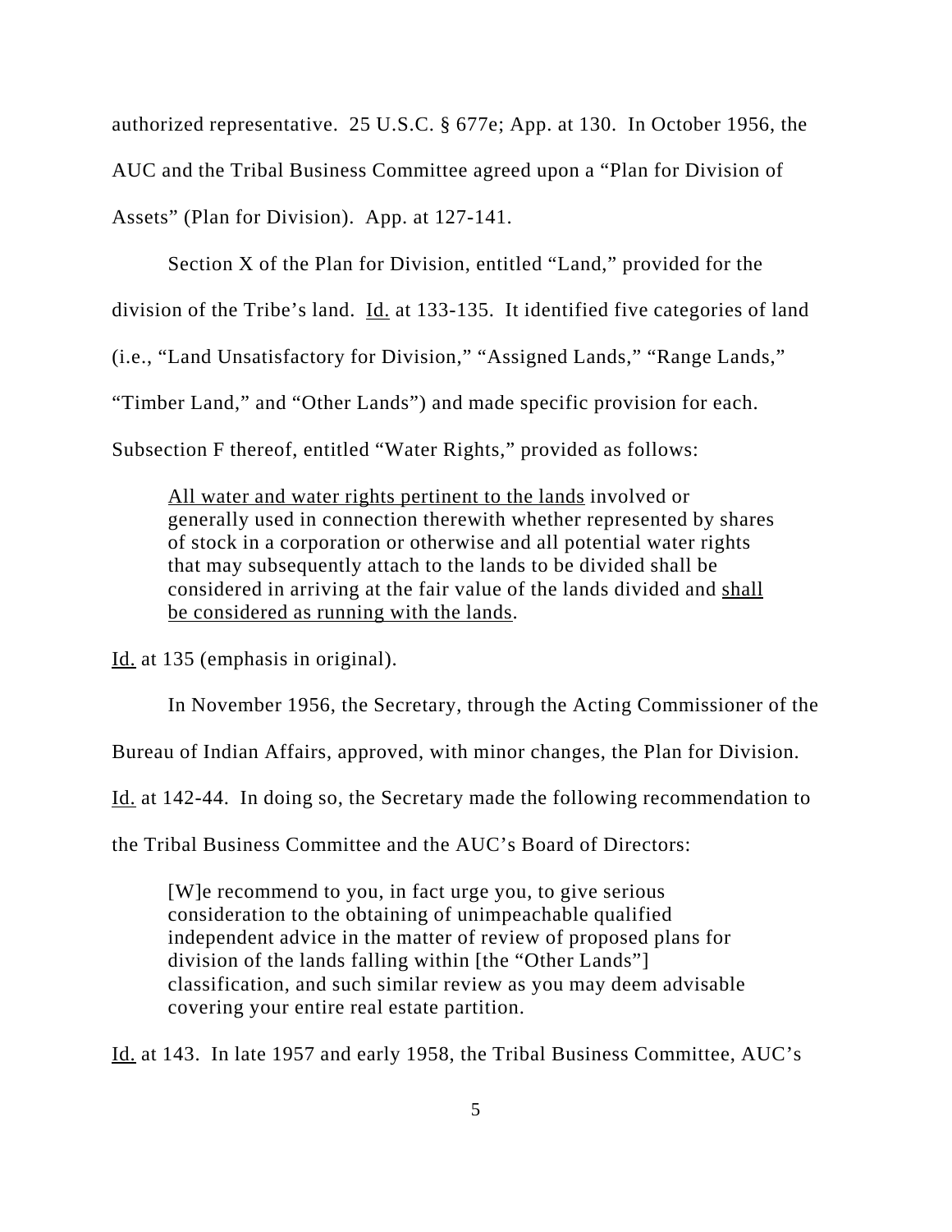authorized representative. 25 U.S.C. § 677e; App. at 130. In October 1956, the AUC and the Tribal Business Committee agreed upon a "Plan for Division of Assets" (Plan for Division). App. at 127-141.

Section X of the Plan for Division, entitled "Land," provided for the division of the Tribe's land. Id. at 133-135. It identified five categories of land (i.e., "Land Unsatisfactory for Division," "Assigned Lands," "Range Lands," "Timber Land," and "Other Lands") and made specific provision for each. Subsection F thereof, entitled "Water Rights," provided as follows:

> All water and water rights pertinent to the lands involved or generally used in connection therewith whether represented by shares of stock in a corporation or otherwise and all potential water rights that may subsequently attach to the lands to be divided shall be considered in arriving at the fair value of the lands divided and shall be considered as running with the lands.

Id. at 135 (emphasis in original).

In November 1956, the Secretary, through the Acting Commissioner of the Bureau of Indian Affairs, approved, with minor changes, the Plan for Division. Id. at 142-44. In doing so, the Secretary made the following recommendation to the Tribal Business Committee and the AUC's Board of Directors:

> [W]e recommend to you, in fact urge you, to give serious consideration to the obtaining of unimpeachable qualified independent advice in the matter of review of proposed plans for division of the lands falling within [the "Other Lands"] classification, and such similar review as you may deem advisable covering your entire real estate partition.

Id. at 143. In late 1957 and early 1958, the Tribal Business Committee, AUC's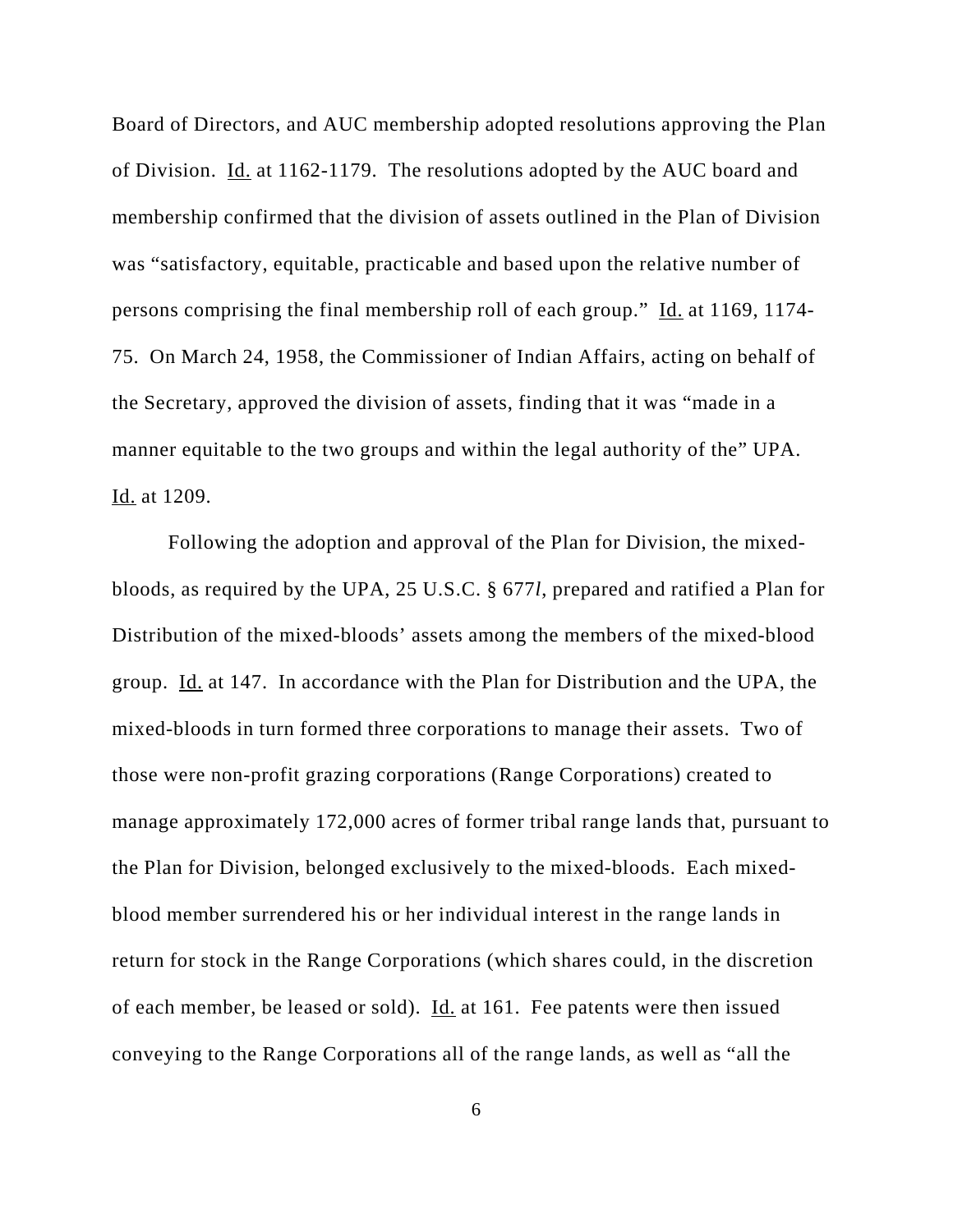Board of Directors, and AUC membership adopted resolutions approving the Plan of Division. Id. at 1162-1179. The resolutions adopted by the AUC board and membership confirmed that the division of assets outlined in the Plan of Division was "satisfactory, equitable, practicable and based upon the relative number of persons comprising the final membership roll of each group." Id. at 1169, 1174-75. On March 24, 1958, the Commissioner of Indian Affairs, acting on behalf of the Secretary, approved the division of assets, finding that it was "made in a manner equitable to the two groups and within the legal authority of the" UPA. Id. at 1209.

Following the adoption and approval of the Plan for Division, the mixed-bloods, as required by the UPA, 25 U.S.C. § 677*l*, prepared and ratified a Plan for Distribution of the mixed-bloods' assets among the members of the mixed-blood group. Id. at 147. In accordance with the Plan for Distribution and the UPA, the mixed-bloods in turn formed three corporations to manage their assets. Two of those were non-profit grazing corporations (Range Corporations) created to manage approximately 172,000 acres of former tribal range lands that, pursuant to the Plan for Division, belonged exclusively to the mixed-bloods. Each mixed-blood member surrendered his or her individual interest in the range lands in return for stock in the Range Corporations (which shares could, in the discretion of each member, be leased or sold). Id. at 161. Fee patents were then issued conveying to the Range Corporations all of the range lands, as well as "all the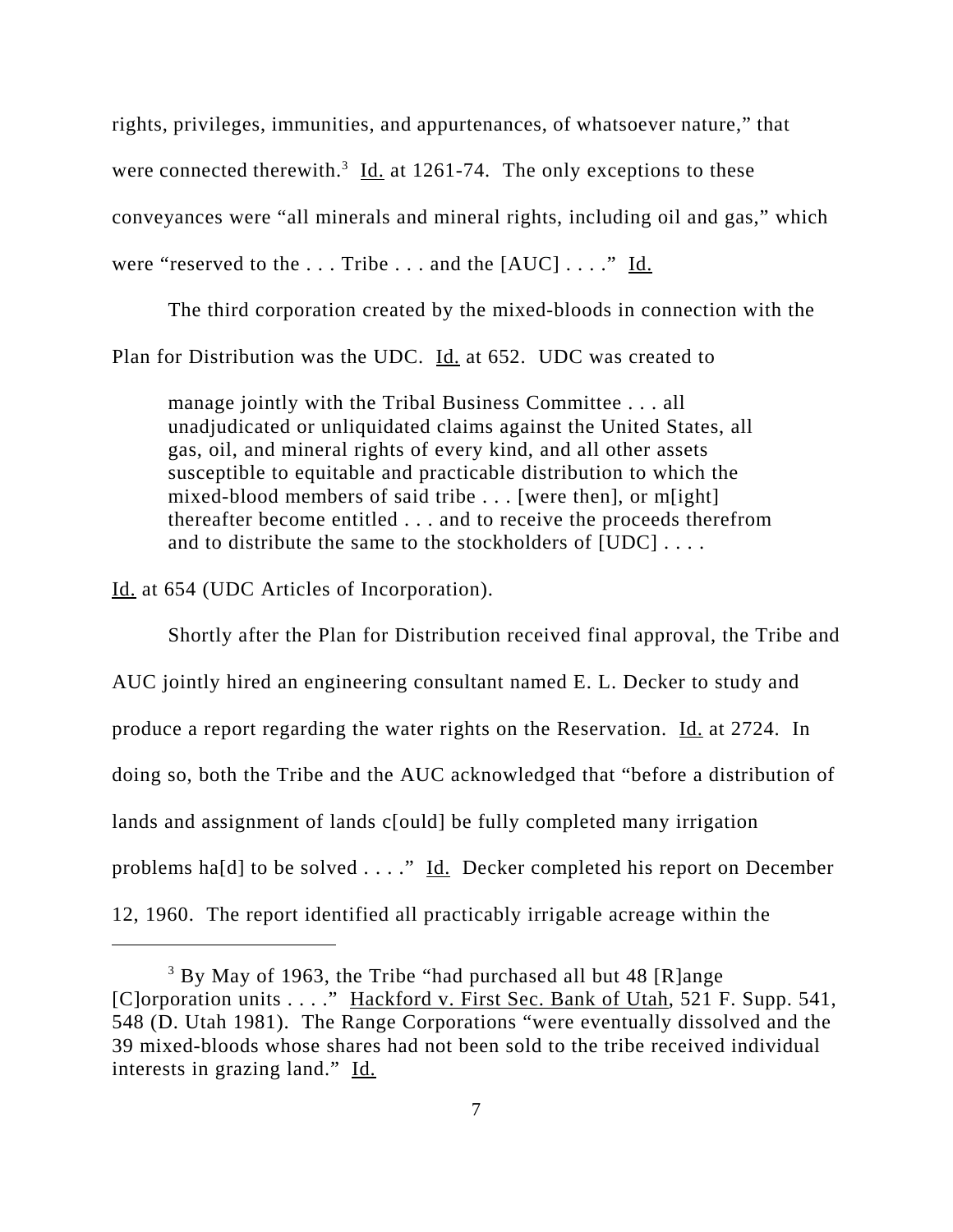rights, privileges, immunities, and appurtenances, of whatsoever nature," that were connected therewith.[3] Id. at 1261-74. The only exceptions to these conveyances were "all minerals and mineral rights, including oil and gas," which were "reserved to the . . . Tribe . . . and the [AUC] . . . ." Id.

The third corporation created by the mixed-bloods in connection with the Plan for Distribution was the UDC. Id. at 652. UDC was created to

> manage jointly with the Tribal Business Committee . . . all unadjudicated or unliquidated claims against the United States, all gas, oil, and mineral rights of every kind, and all other assets susceptible to equitable and practicable distribution to which the mixed-blood members of said tribe . . . [were then], or m[ight] thereafter become entitled . . . and to receive the proceeds therefrom and to distribute the same to the stockholders of [UDC] . . . .

Id. at 654 (UDC Articles of Incorporation).

Shortly after the Plan for Distribution received final approval, the Tribe and AUC jointly hired an engineering consultant named E. L. Decker to study and produce a report regarding the water rights on the Reservation. Id. at 2724. In doing so, both the Tribe and the AUC acknowledged that "before a distribution of lands and assignment of lands c[ould] be fully completed many irrigation problems ha[d] to be solved . . . ." Id. Decker completed his report on December 12, 1960. The report identified all practicably irrigable acreage within the

---

[3] By May of 1963, the Tribe "had purchased all but 48 [R]ange [C]orporation units . . . ." Hackford v. First Sec. Bank of Utah, 521 F. Supp. 541, 548 (D. Utah 1981). The Range Corporations "were eventually dissolved and the 39 mixed-bloods whose shares had not been sold to the tribe received individual interests in grazing land." Id.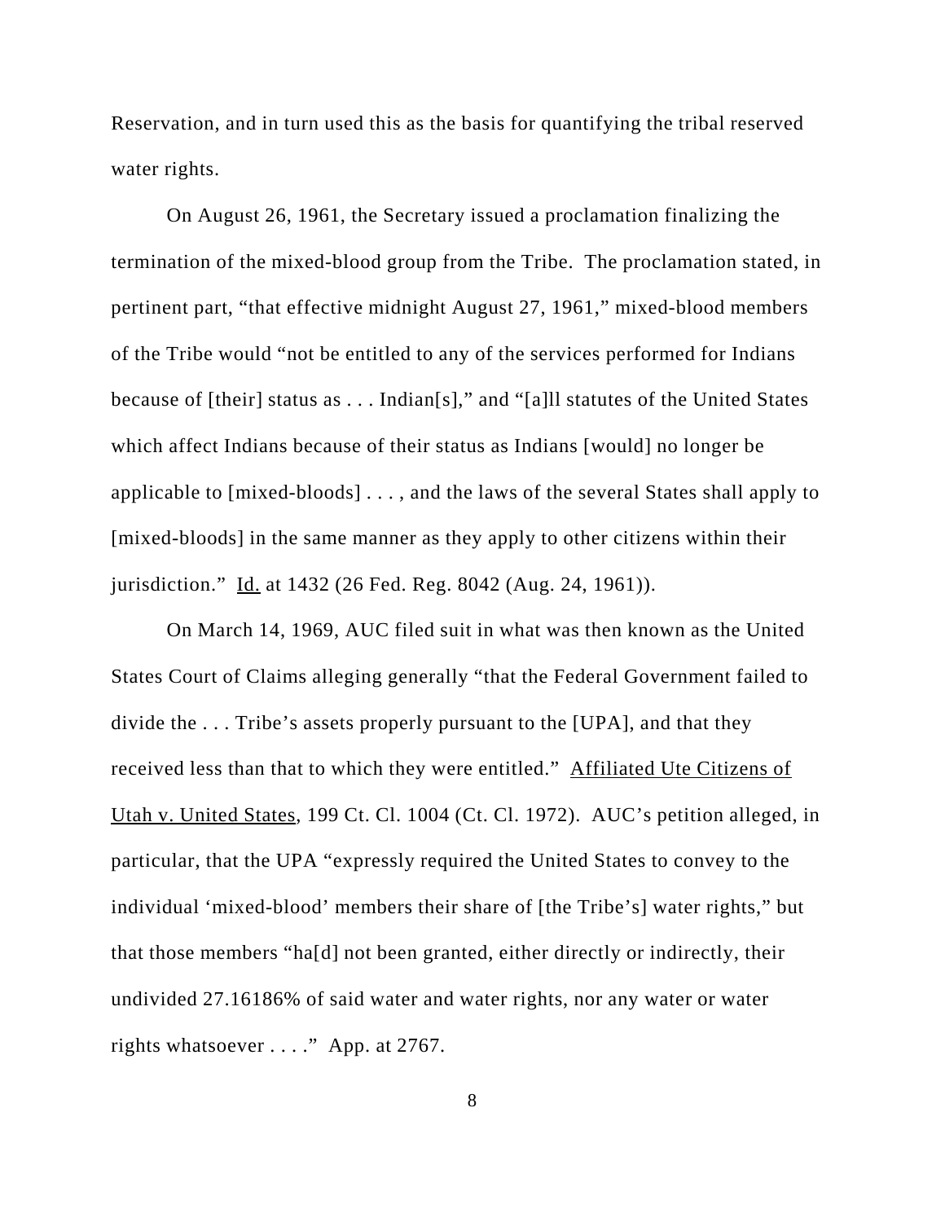Reservation, and in turn used this as the basis for quantifying the tribal reserved water rights.

On August 26, 1961, the Secretary issued a proclamation finalizing the termination of the mixed-blood group from the Tribe. The proclamation stated, in pertinent part, "that effective midnight August 27, 1961," mixed-blood members of the Tribe would "not be entitled to any of the services performed for Indians because of [their] status as . . . Indian[s]," and "[a]ll statutes of the United States which affect Indians because of their status as Indians [would] no longer be applicable to [mixed-bloods] . . . , and the laws of the several States shall apply to [mixed-bloods] in the same manner as they apply to other citizens within their jurisdiction." Id. at 1432 (26 Fed. Reg. 8042 (Aug. 24, 1961)).

On March 14, 1969, AUC filed suit in what was then known as the United States Court of Claims alleging generally "that the Federal Government failed to divide the . . . Tribe's assets properly pursuant to the [UPA], and that they received less than that to which they were entitled." Affiliated Ute Citizens of Utah v. United States, 199 Ct. Cl. 1004 (Ct. Cl. 1972). AUC's petition alleged, in particular, that the UPA "expressly required the United States to convey to the individual 'mixed-blood' members their share of [the Tribe's] water rights," but that those members "ha[d] not been granted, either directly or indirectly, their undivided 27.16186% of said water and water rights, nor any water or water rights whatsoever . . . ." App. at 2767.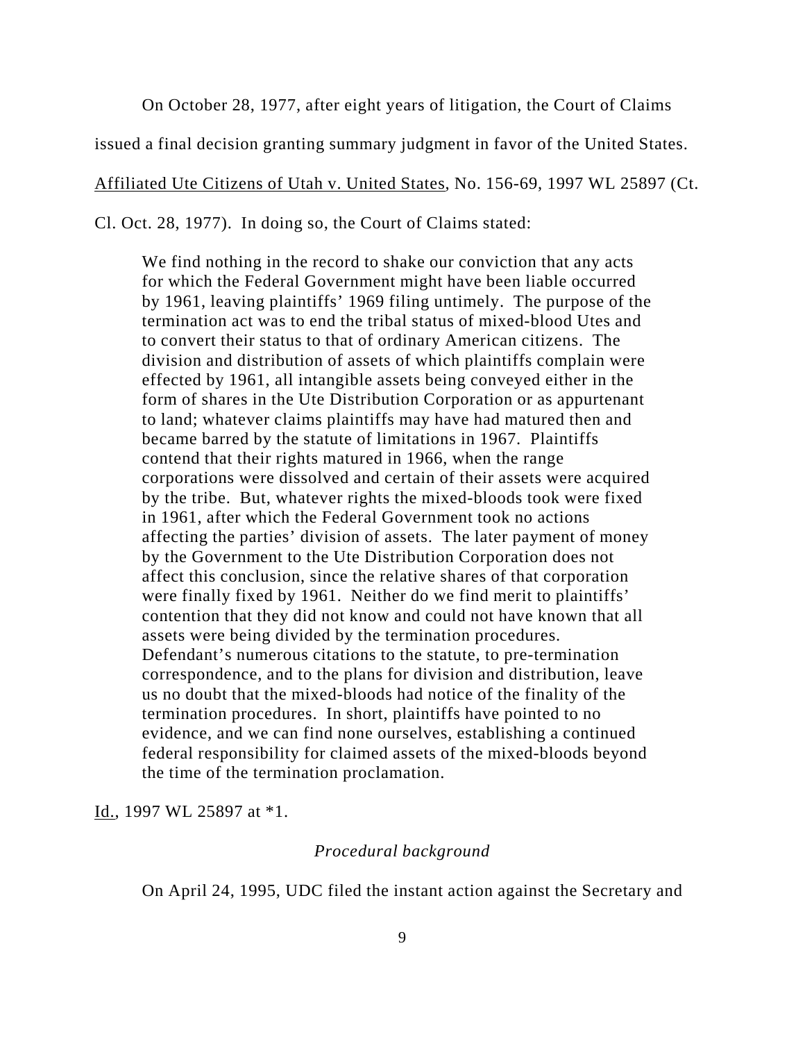On October 28, 1977, after eight years of litigation, the Court of Claims issued a final decision granting summary judgment in favor of the United States. Affiliated Ute Citizens of Utah v. United States, No. 156-69, 1997 WL 25897 (Ct. Cl. Oct. 28, 1977). In doing so, the Court of Claims stated:

> We find nothing in the record to shake our conviction that any acts for which the Federal Government might have been liable occurred by 1961, leaving plaintiffs' 1969 filing untimely. The purpose of the termination act was to end the tribal status of mixed-blood Utes and to convert their status to that of ordinary American citizens. The division and distribution of assets of which plaintiffs complain were effected by 1961, all intangible assets being conveyed either in the form of shares in the Ute Distribution Corporation or as appurtenant to land; whatever claims plaintiffs may have had matured then and became barred by the statute of limitations in 1967. Plaintiffs contend that their rights matured in 1966, when the range corporations were dissolved and certain of their assets were acquired by the tribe. But, whatever rights the mixed-bloods took were fixed in 1961, after which the Federal Government took no actions affecting the parties' division of assets. The later payment of money by the Government to the Ute Distribution Corporation does not affect this conclusion, since the relative shares of that corporation were finally fixed by 1961. Neither do we find merit to plaintiffs' contention that they did not know and could not have known that all assets were being divided by the termination procedures. Defendant's numerous citations to the statute, to pre-termination correspondence, and to the plans for division and distribution, leave us no doubt that the mixed-bloods had notice of the finality of the termination procedures. In short, plaintiffs have pointed to no evidence, and we can find none ourselves, establishing a continued federal responsibility for claimed assets of the mixed-bloods beyond the time of the termination proclamation.

Id., 1997 WL 25897 at *1.

*Procedural background*

On April 24, 1995, UDC filed the instant action against the Secretary and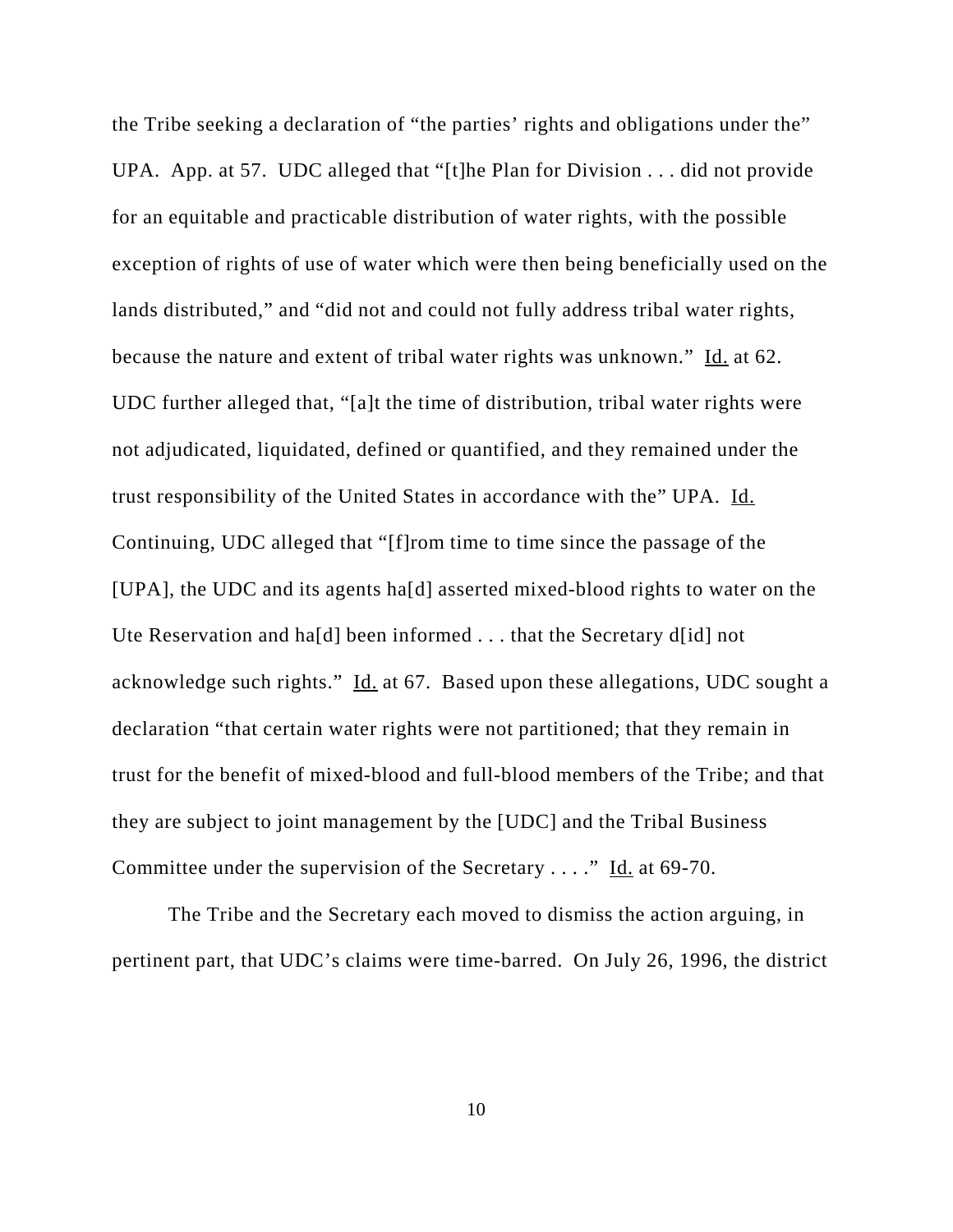the Tribe seeking a declaration of "the parties' rights and obligations under the" UPA. App. at 57. UDC alleged that "[t]he Plan for Division . . . did not provide for an equitable and practicable distribution of water rights, with the possible exception of rights of use of water which were then being beneficially used on the lands distributed," and "did not and could not fully address tribal water rights, because the nature and extent of tribal water rights was unknown." Id. at 62. UDC further alleged that, "[a]t the time of distribution, tribal water rights were not adjudicated, liquidated, defined or quantified, and they remained under the trust responsibility of the United States in accordance with the" UPA. Id. Continuing, UDC alleged that "[f]rom time to time since the passage of the [UPA], the UDC and its agents ha[d] asserted mixed-blood rights to water on the Ute Reservation and ha[d] been informed . . . that the Secretary d[id] not acknowledge such rights." Id. at 67. Based upon these allegations, UDC sought a declaration "that certain water rights were not partitioned; that they remain in trust for the benefit of mixed-blood and full-blood members of the Tribe; and that they are subject to joint management by the [UDC] and the Tribal Business Committee under the supervision of the Secretary . . . ." Id. at 69-70.

The Tribe and the Secretary each moved to dismiss the action arguing, in pertinent part, that UDC's claims were time-barred. On July 26, 1996, the district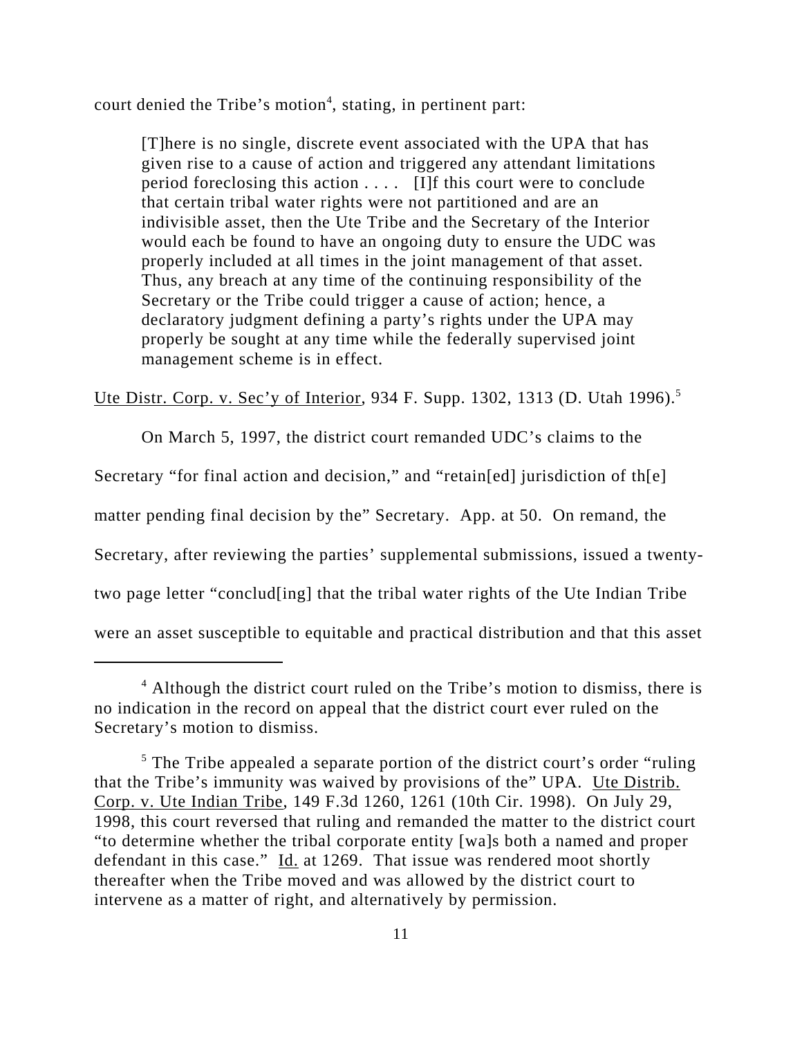court denied the Tribe's motion[4], stating, in pertinent part:

> [T]here is no single, discrete event associated with the UPA that has given rise to a cause of action and triggered any attendant limitations period foreclosing this action . . . . [I]f this court were to conclude that certain tribal water rights were not partitioned and are an indivisible asset, then the Ute Tribe and the Secretary of the Interior would each be found to have an ongoing duty to ensure the UDC was properly included at all times in the joint management of that asset. Thus, any breach at any time of the continuing responsibility of the Secretary or the Tribe could trigger a cause of action; hence, a declaratory judgment defining a party's rights under the UPA may properly be sought at any time while the federally supervised joint management scheme is in effect.

Ute Distr. Corp. v. Sec'y of Interior, 934 F. Supp. 1302, 1313 (D. Utah 1996).[5]

On March 5, 1997, the district court remanded UDC's claims to the Secretary "for final action and decision," and "retain[ed] jurisdiction of th[e] matter pending final decision by the" Secretary. App. at 50. On remand, the Secretary, after reviewing the parties' supplemental submissions, issued a twenty-two page letter "conclud[ing] that the tribal water rights of the Ute Indian Tribe were an asset susceptible to equitable and practical distribution and that this asset

---

[4] Although the district court ruled on the Tribe's motion to dismiss, there is no indication in the record on appeal that the district court ever ruled on the Secretary's motion to dismiss.

[5] The Tribe appealed a separate portion of the district court's order "ruling that the Tribe's immunity was waived by provisions of the" UPA. Ute Distrib. Corp. v. Ute Indian Tribe, 149 F.3d 1260, 1261 (10th Cir. 1998). On July 29, 1998, this court reversed that ruling and remanded the matter to the district court "to determine whether the tribal corporate entity [wa]s both a named and proper defendant in this case." Id. at 1269. That issue was rendered moot shortly thereafter when the Tribe moved and was allowed by the district court to intervene as a matter of right, and alternatively by permission.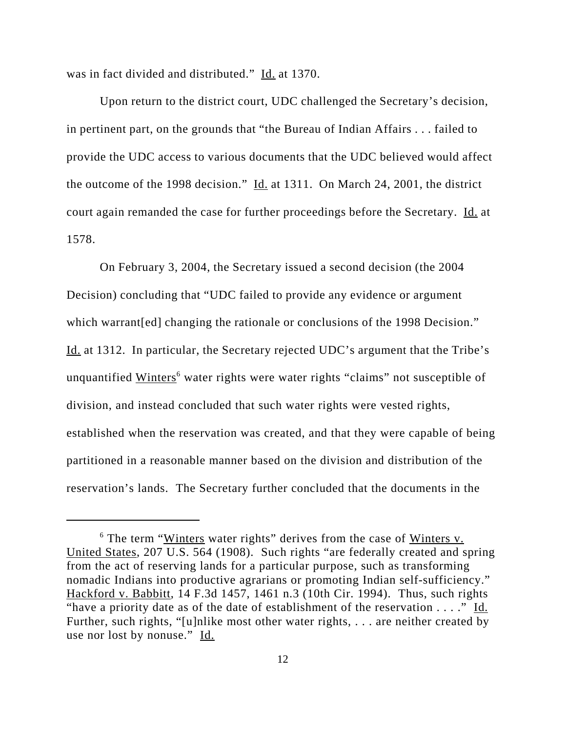was in fact divided and distributed." Id. at 1370.

Upon return to the district court, UDC challenged the Secretary's decision, in pertinent part, on the grounds that "the Bureau of Indian Affairs . . . failed to provide the UDC access to various documents that the UDC believed would affect the outcome of the 1998 decision." Id. at 1311. On March 24, 2001, the district court again remanded the case for further proceedings before the Secretary. Id. at 1578.

On February 3, 2004, the Secretary issued a second decision (the 2004 Decision) concluding that "UDC failed to provide any evidence or argument which warrant[ed] changing the rationale or conclusions of the 1998 Decision." Id. at 1312. In particular, the Secretary rejected UDC's argument that the Tribe's unquantified Winters[6] water rights were water rights "claims" not susceptible of division, and instead concluded that such water rights were vested rights, established when the reservation was created, and that they were capable of being partitioned in a reasonable manner based on the division and distribution of the reservation's lands. The Secretary further concluded that the documents in the

---

[6] The term "Winters water rights" derives from the case of Winters v. United States, 207 U.S. 564 (1908). Such rights "are federally created and spring from the act of reserving lands for a particular purpose, such as transforming nomadic Indians into productive agrarians or promoting Indian self-sufficiency." Hackford v. Babbitt, 14 F.3d 1457, 1461 n.3 (10th Cir. 1994). Thus, such rights "have a priority date as of the date of establishment of the reservation . . . ." Id. Further, such rights, "[u]nlike most other water rights, . . . are neither created by use nor lost by nonuse." Id.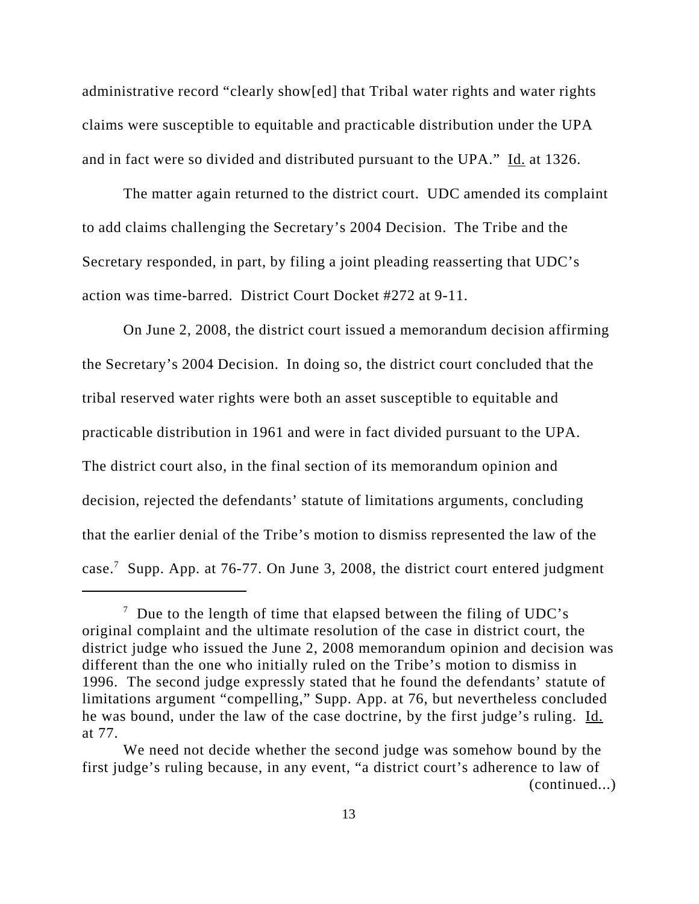administrative record "clearly show[ed] that Tribal water rights and water rights claims were susceptible to equitable and practicable distribution under the UPA and in fact were so divided and distributed pursuant to the UPA." Id. at 1326.

The matter again returned to the district court. UDC amended its complaint to add claims challenging the Secretary's 2004 Decision. The Tribe and the Secretary responded, in part, by filing a joint pleading reasserting that UDC's action was time-barred. District Court Docket #272 at 9-11.

On June 2, 2008, the district court issued a memorandum decision affirming the Secretary's 2004 Decision. In doing so, the district court concluded that the tribal reserved water rights were both an asset susceptible to equitable and practicable distribution in 1961 and were in fact divided pursuant to the UPA. The district court also, in the final section of its memorandum opinion and decision, rejected the defendants' statute of limitations arguments, concluding that the earlier denial of the Tribe's motion to dismiss represented the law of the case.[7] Supp. App. at 76-77. On June 3, 2008, the district court entered judgment

---

[7] Due to the length of time that elapsed between the filing of UDC's original complaint and the ultimate resolution of the case in district court, the district judge who issued the June 2, 2008 memorandum opinion and decision was different than the one who initially ruled on the Tribe's motion to dismiss in 1996. The second judge expressly stated that he found the defendants' statute of limitations argument "compelling," Supp. App. at 76, but nevertheless concluded he was bound, under the law of the case doctrine, by the first judge's ruling. Id. at 77.

We need not decide whether the second judge was somehow bound by the first judge's ruling because, in any event, "a district court's adherence to law of (continued...)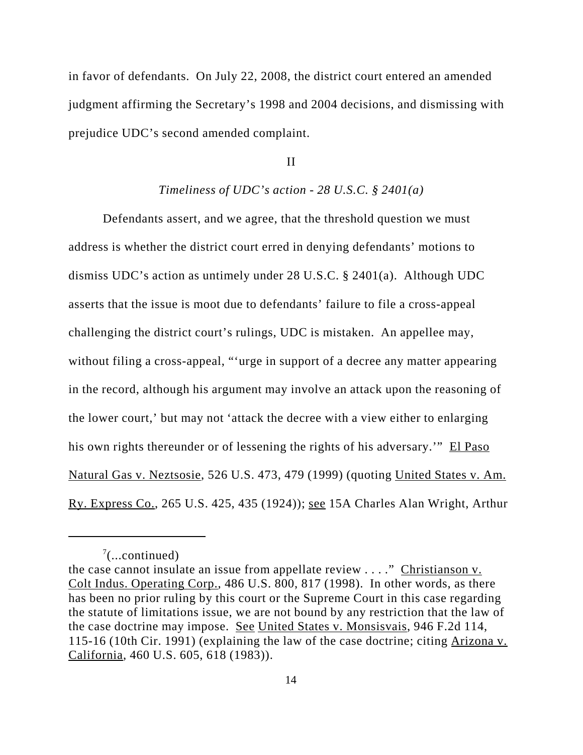in favor of defendants. On July 22, 2008, the district court entered an amended judgment affirming the Secretary's 1998 and 2004 decisions, and dismissing with prejudice UDC's second amended complaint.

## II

### *Timeliness of UDC's action - 28 U.S.C. § 2401(a)*

Defendants assert, and we agree, that the threshold question we must address is whether the district court erred in denying defendants' motions to dismiss UDC's action as untimely under 28 U.S.C. § 2401(a). Although UDC asserts that the issue is moot due to defendants' failure to file a cross-appeal challenging the district court's rulings, UDC is mistaken. An appellee may, without filing a cross-appeal, "'urge in support of a decree any matter appearing in the record, although his argument may involve an attack upon the reasoning of the lower court,' but may not 'attack the decree with a view either to enlarging his own rights thereunder or of lessening the rights of his adversary.'" El Paso Natural Gas v. Neztsosie, 526 U.S. 473, 479 (1999) (quoting United States v. Am. Ry. Express Co., 265 U.S. 425, 435 (1924)); see 15A Charles Alan Wright, Arthur

---

[7](...continued)
the case cannot insulate an issue from appellate review . . . ." Christianson v. Colt Indus. Operating Corp., 486 U.S. 800, 817 (1998). In other words, as there has been no prior ruling by this court or the Supreme Court in this case regarding the statute of limitations issue, we are not bound by any restriction that the law of the case doctrine may impose. See United States v. Monsisvais, 946 F.2d 114, 115-16 (10th Cir. 1991) (explaining the law of the case doctrine; citing Arizona v. California, 460 U.S. 605, 618 (1983)).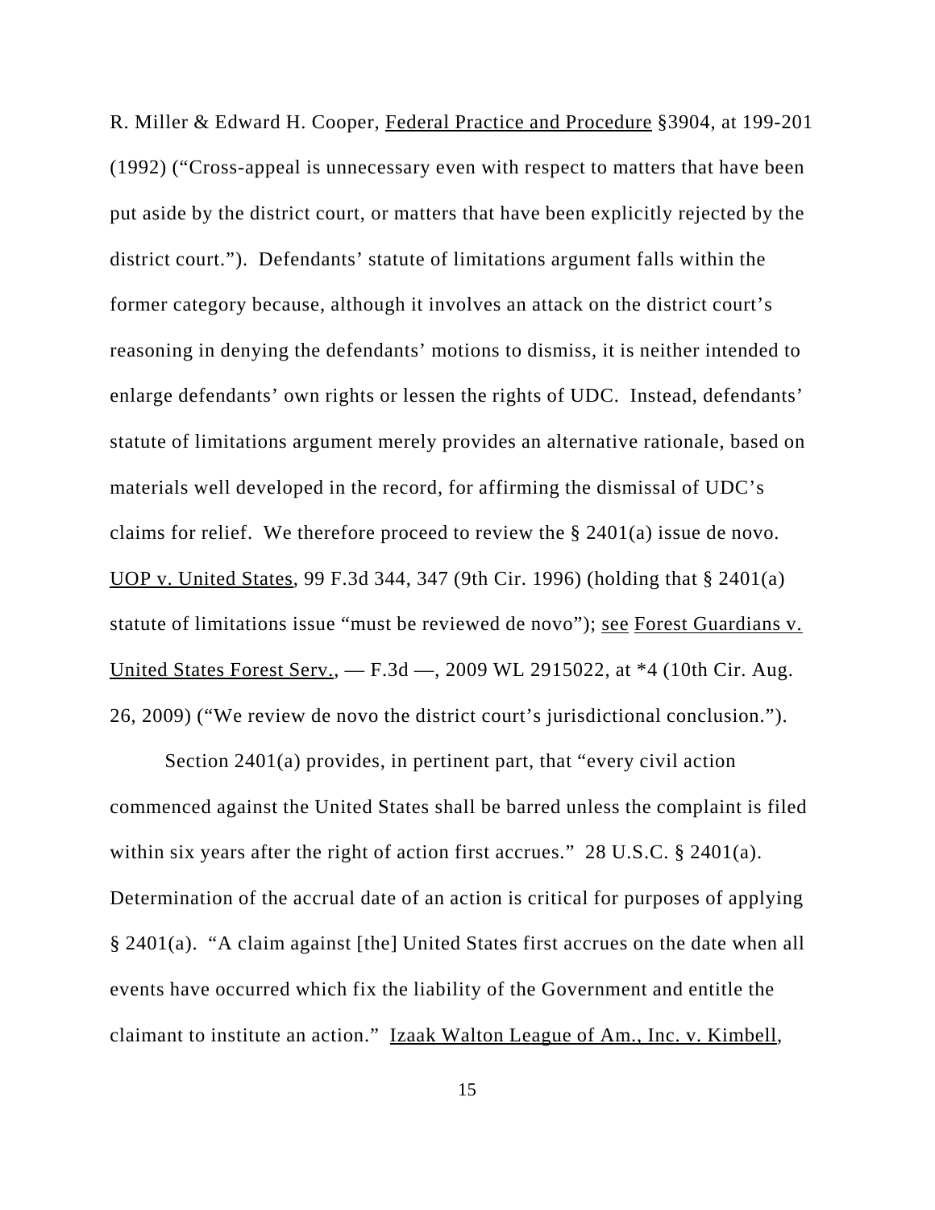R. Miller & Edward H. Cooper, Federal Practice and Procedure §3904, at 199-201 (1992) ("Cross-appeal is unnecessary even with respect to matters that have been put aside by the district court, or matters that have been explicitly rejected by the district court."). Defendants' statute of limitations argument falls within the former category because, although it involves an attack on the district court's reasoning in denying the defendants' motions to dismiss, it is neither intended to enlarge defendants' own rights or lessen the rights of UDC. Instead, defendants' statute of limitations argument merely provides an alternative rationale, based on materials well developed in the record, for affirming the dismissal of UDC's claims for relief. We therefore proceed to review the § 2401(a) issue de novo. UOP v. United States, 99 F.3d 344, 347 (9th Cir. 1996) (holding that § 2401(a) statute of limitations issue "must be reviewed de novo"); see Forest Guardians v. United States Forest Serv., — F.3d —, 2009 WL 2915022, at *4 (10th Cir. Aug. 26, 2009) ("We review de novo the district court's jurisdictional conclusion.").

Section 2401(a) provides, in pertinent part, that "every civil action commenced against the United States shall be barred unless the complaint is filed within six years after the right of action first accrues." 28 U.S.C. § 2401(a). Determination of the accrual date of an action is critical for purposes of applying § 2401(a). "A claim against [the] United States first accrues on the date when all events have occurred which fix the liability of the Government and entitle the claimant to institute an action." Izaak Walton League of Am., Inc. v. Kimbell,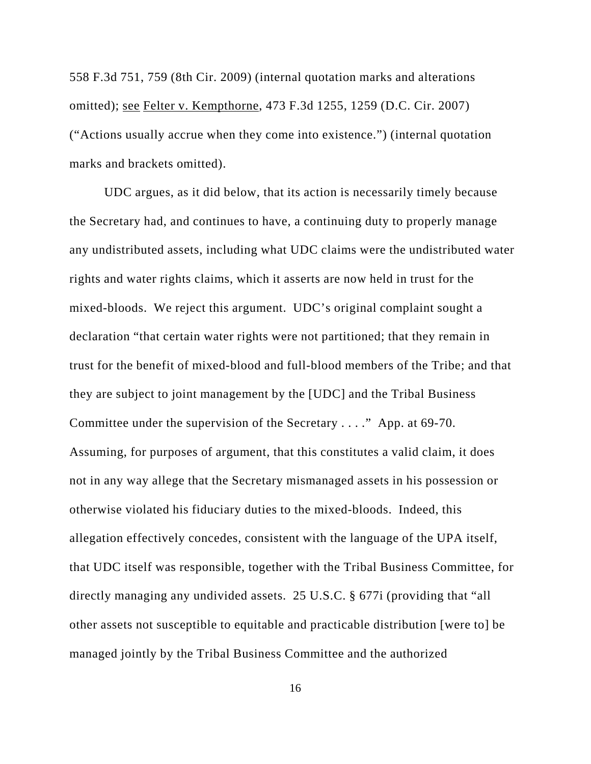558 F.3d 751, 759 (8th Cir. 2009) (internal quotation marks and alterations omitted); see Felter v. Kempthorne, 473 F.3d 1255, 1259 (D.C. Cir. 2007) ("Actions usually accrue when they come into existence.") (internal quotation marks and brackets omitted).

UDC argues, as it did below, that its action is necessarily timely because the Secretary had, and continues to have, a continuing duty to properly manage any undistributed assets, including what UDC claims were the undistributed water rights and water rights claims, which it asserts are now held in trust for the mixed-bloods. We reject this argument. UDC's original complaint sought a declaration "that certain water rights were not partitioned; that they remain in trust for the benefit of mixed-blood and full-blood members of the Tribe; and that they are subject to joint management by the [UDC] and the Tribal Business Committee under the supervision of the Secretary . . . ." App. at 69-70. Assuming, for purposes of argument, that this constitutes a valid claim, it does not in any way allege that the Secretary mismanaged assets in his possession or otherwise violated his fiduciary duties to the mixed-bloods. Indeed, this allegation effectively concedes, consistent with the language of the UPA itself, that UDC itself was responsible, together with the Tribal Business Committee, for directly managing any undivided assets. 25 U.S.C. § 677i (providing that "all other assets not susceptible to equitable and practicable distribution [were to] be managed jointly by the Tribal Business Committee and the authorized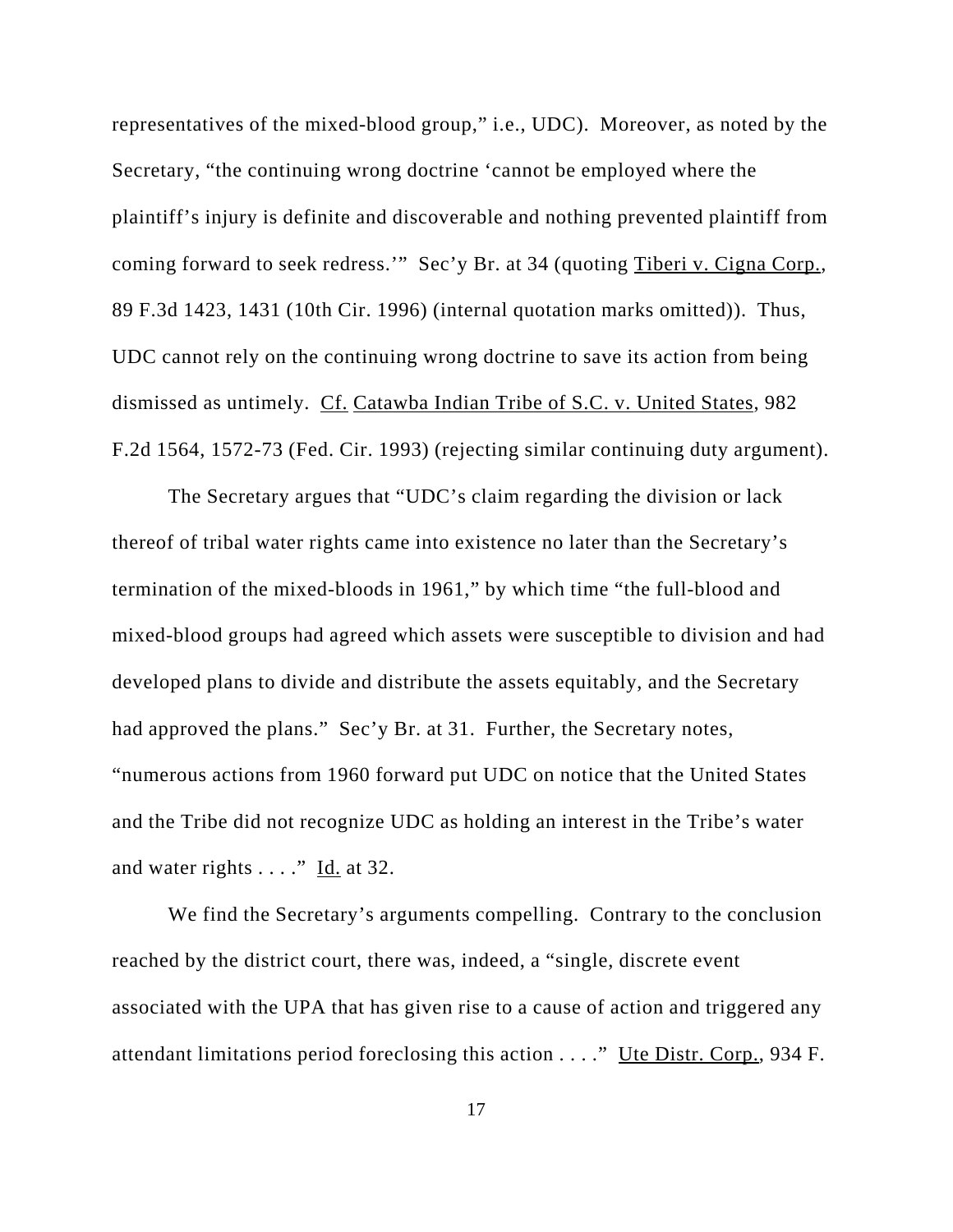representatives of the mixed-blood group," i.e., UDC). Moreover, as noted by the Secretary, "the continuing wrong doctrine 'cannot be employed where the plaintiff's injury is definite and discoverable and nothing prevented plaintiff from coming forward to seek redress.'" Sec'y Br. at 34 (quoting Tiberi v. Cigna Corp., 89 F.3d 1423, 1431 (10th Cir. 1996) (internal quotation marks omitted)). Thus, UDC cannot rely on the continuing wrong doctrine to save its action from being dismissed as untimely. Cf. Catawba Indian Tribe of S.C. v. United States, 982 F.2d 1564, 1572-73 (Fed. Cir. 1993) (rejecting similar continuing duty argument).

The Secretary argues that "UDC's claim regarding the division or lack thereof of tribal water rights came into existence no later than the Secretary's termination of the mixed-bloods in 1961," by which time "the full-blood and mixed-blood groups had agreed which assets were susceptible to division and had developed plans to divide and distribute the assets equitably, and the Secretary had approved the plans." Sec'y Br. at 31. Further, the Secretary notes, "numerous actions from 1960 forward put UDC on notice that the United States and the Tribe did not recognize UDC as holding an interest in the Tribe's water and water rights . . . ." Id. at 32.

We find the Secretary's arguments compelling. Contrary to the conclusion reached by the district court, there was, indeed, a "single, discrete event associated with the UPA that has given rise to a cause of action and triggered any attendant limitations period foreclosing this action . . . ." Ute Distr. Corp., 934 F.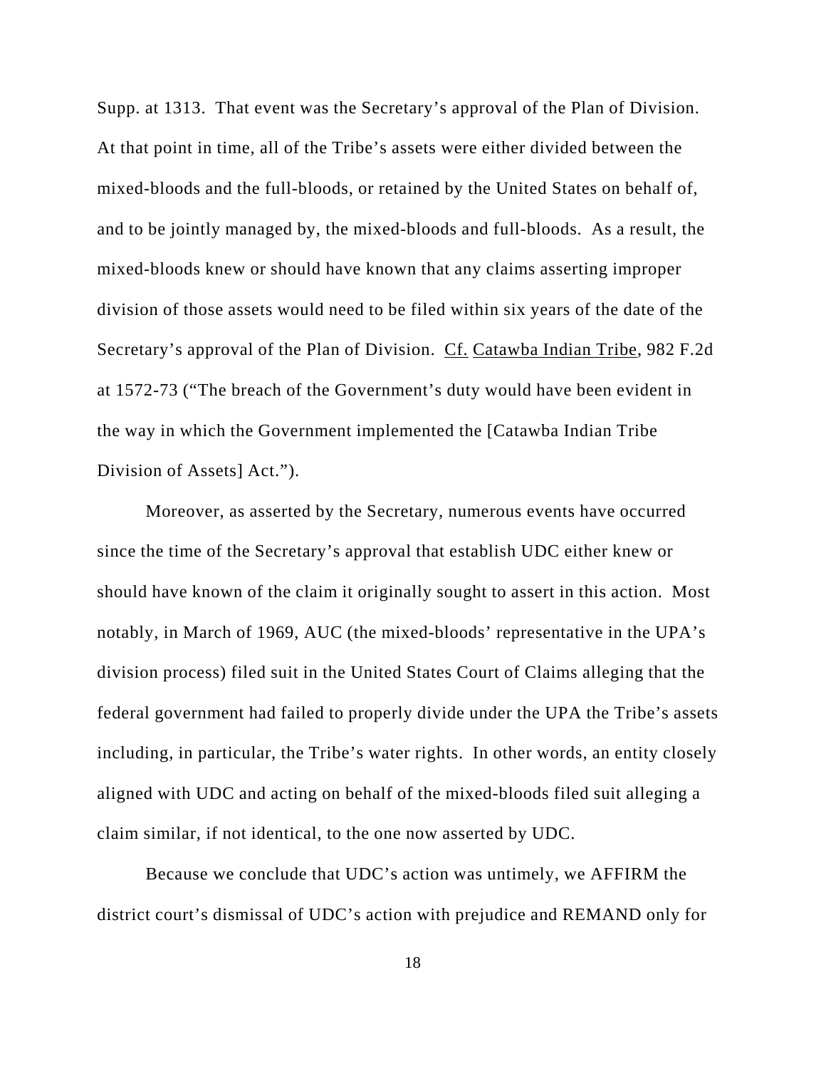Supp. at 1313. That event was the Secretary's approval of the Plan of Division. At that point in time, all of the Tribe's assets were either divided between the mixed-bloods and the full-bloods, or retained by the United States on behalf of, and to be jointly managed by, the mixed-bloods and full-bloods. As a result, the mixed-bloods knew or should have known that any claims asserting improper division of those assets would need to be filed within six years of the date of the Secretary's approval of the Plan of Division. Cf. Catawba Indian Tribe, 982 F.2d at 1572-73 ("The breach of the Government's duty would have been evident in the way in which the Government implemented the [Catawba Indian Tribe Division of Assets] Act.").

Moreover, as asserted by the Secretary, numerous events have occurred since the time of the Secretary's approval that establish UDC either knew or should have known of the claim it originally sought to assert in this action. Most notably, in March of 1969, AUC (the mixed-bloods' representative in the UPA's division process) filed suit in the United States Court of Claims alleging that the federal government had failed to properly divide under the UPA the Tribe's assets including, in particular, the Tribe's water rights. In other words, an entity closely aligned with UDC and acting on behalf of the mixed-bloods filed suit alleging a claim similar, if not identical, to the one now asserted by UDC.

Because we conclude that UDC's action was untimely, we AFFIRM the district court's dismissal of UDC's action with prejudice and REMAND only for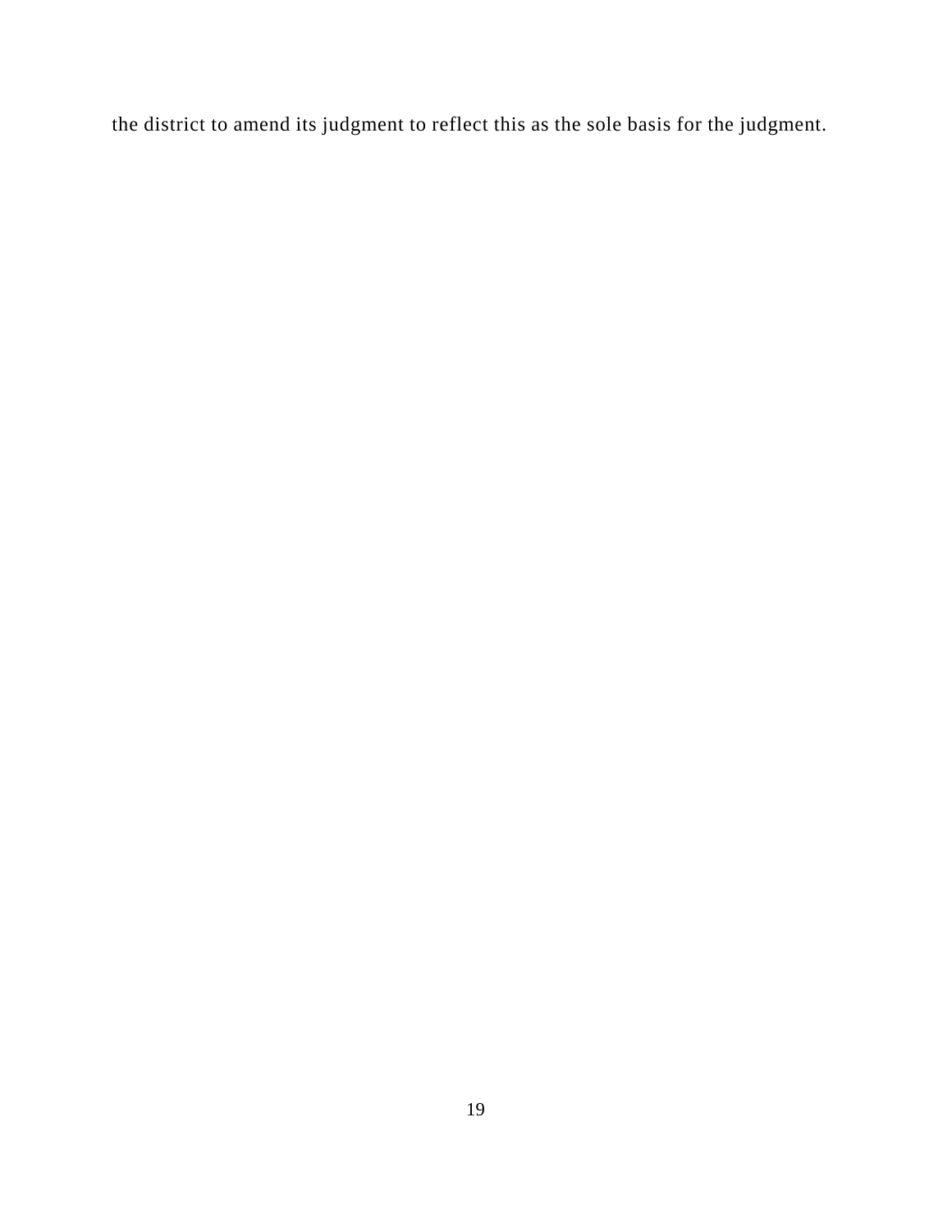the district to amend its judgment to reflect this as the sole basis for the judgment.